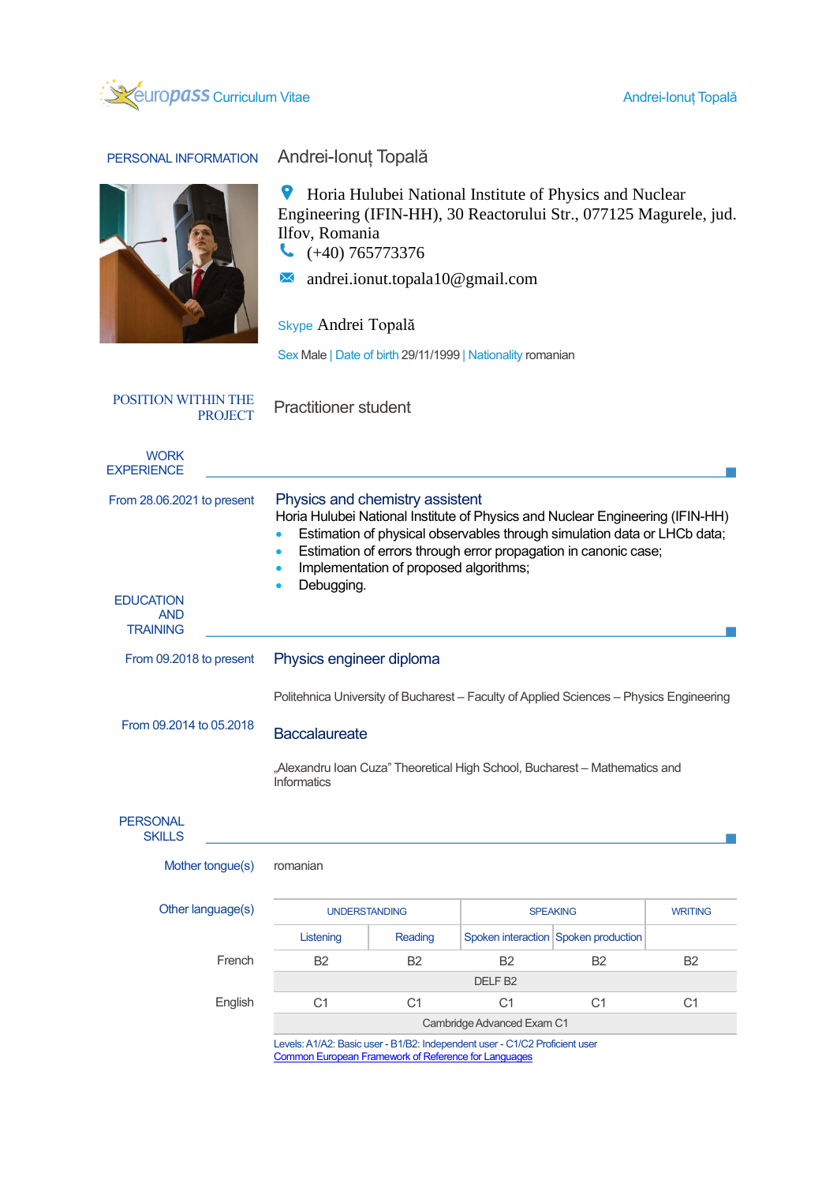europass Curriculum Vitae

Andrei-Ionuț Topală

## PERSONAL INFORMATION

### Andrei-Ionuț Topală

Horia Hulubei National Institute of Physics and Nuclear Engineering (IFIN-HH), 30 Reactorului Str., 077125 Magurele, jud. Ilfov, Romania

(+40) 765773376

andrei.ionut.topala10@gmail.com

Skype Andrei Topală

Sex Male | Date of birth 29/11/1999 | Nationality romanian

## POSITION WITHIN THE PROJECT

Practitioner student

## WORK EXPERIENCE

From 28.06.2021 to present

### Physics and chemistry assistant

Horia Hulubei National Institute of Physics and Nuclear Engineering (IFIN-HH)

- Estimation of physical observables through simulation data or LHCb data;
- Estimation of errors through error propagation in canonic case;
- Implementation of proposed algorithms;
- Debugging.

## EDUCATION AND TRAINING

From 09.2018 to present

### Physics engineer diploma

Politehnica University of Bucharest – Faculty of Applied Sciences – Physics Engineering

From 09.2014 to 05.2018

### Baccalaureate

„Alexandru Ioan Cuza" Theoretical High School, Bucharest – Mathematics and Informatics

## PERSONAL SKILLS

Mother tongue(s): romanian

Other language(s):

| | UNDERSTANDING | | SPEAKING | | WRITING |
|---|---|---|---|---|---|
| | Listening | Reading | Spoken interaction | Spoken production | |
| French | B2 | B2 | B2 | B2 | B2 |
| | DELF B2 | | | | |
| English | C1 | C1 | C1 | C1 | C1 |
| | Cambridge Advanced Exam C1 | | | | |

Levels: A1/A2: Basic user - B1/B2: Independent user - C1/C2 Proficient user
Common European Framework of Reference for Languages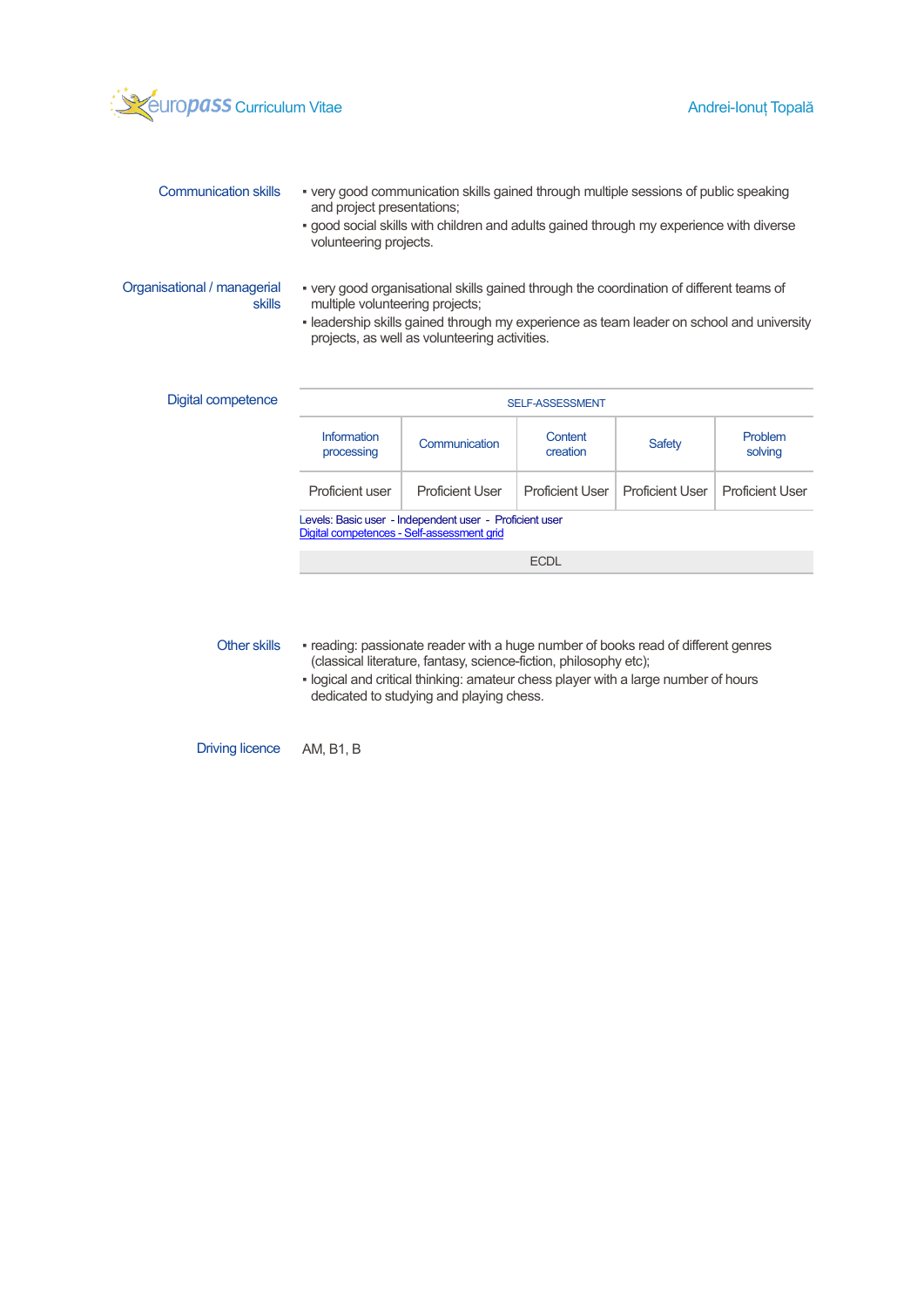### Communication skills

- very good communication skills gained through multiple sessions of public speaking and project presentations;
- good social skills with children and adults gained through my experience with diverse volunteering projects.

### Organisational / managerial skills

- very good organisational skills gained through the coordination of different teams of multiple volunteering projects;
- leadership skills gained through my experience as team leader on school and university projects, as well as volunteering activities.

### Digital competence

| SELF-ASSESSMENT | | | | |
|---|---|---|---|---|
| Information processing | Communication | Content creation | Safety | Problem solving |
| Proficient user | Proficient User | Proficient User | Proficient User | Proficient User |

Levels: Basic user - Independent user - Proficient user
Digital competences - Self-assessment grid

ECDL

### Other skills

- reading: passionate reader with a huge number of books read of different genres (classical literature, fantasy, science-fiction, philosophy etc);
- logical and critical thinking: amateur chess player with a large number of hours dedicated to studying and playing chess.

### Driving licence

AM, B1, B